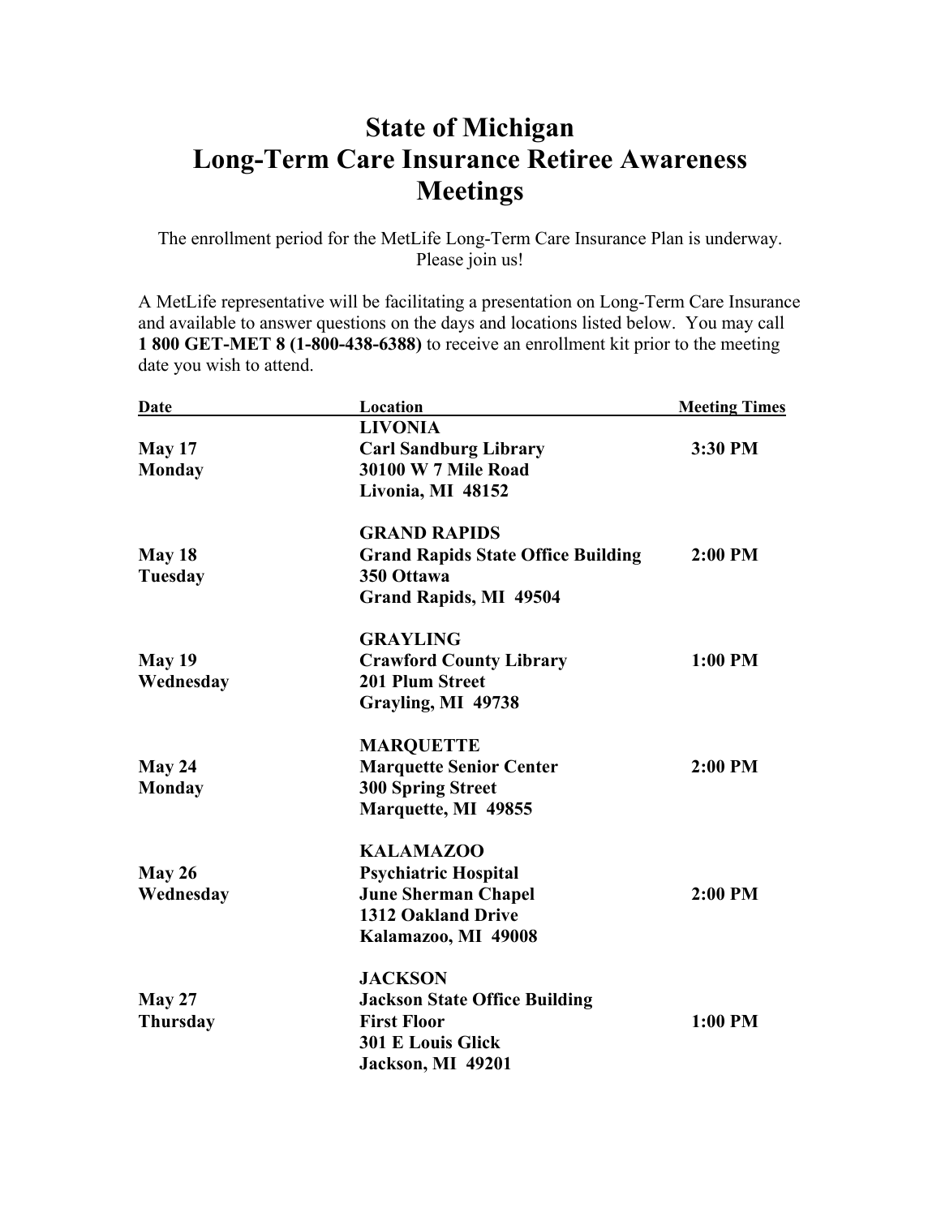# State of Michigan
# Long-Term Care Insurance Retiree Awareness Meetings

The enrollment period for the MetLife Long-Term Care Insurance Plan is underway. Please join us!

A MetLife representative will be facilitating a presentation on Long-Term Care Insurance and available to answer questions on the days and locations listed below. You may call **1 800 GET-MET 8 (1-800-438-6388)** to receive an enrollment kit prior to the meeting date you wish to attend.

| Date | Location | Meeting Times |
|---|---|---|
| **May 17**<br>**Monday** | **LIVONIA**<br>**Carl Sandburg Library**<br>**30100 W 7 Mile Road**<br>**Livonia, MI 48152** | **3:30 PM** |
| **May 18**<br>**Tuesday** | **GRAND RAPIDS**<br>**Grand Rapids State Office Building**<br>**350 Ottawa**<br>**Grand Rapids, MI 49504** | **2:00 PM** |
| **May 19**<br>**Wednesday** | **GRAYLING**<br>**Crawford County Library**<br>**201 Plum Street**<br>**Grayling, MI 49738** | **1:00 PM** |
| **May 24**<br>**Monday** | **MARQUETTE**<br>**Marquette Senior Center**<br>**300 Spring Street**<br>**Marquette, MI 49855** | **2:00 PM** |
| **May 26**<br>**Wednesday** | **KALAMAZOO**<br>**Psychiatric Hospital**<br>**June Sherman Chapel**<br>**1312 Oakland Drive**<br>**Kalamazoo, MI 49008** | **2:00 PM** |
| **May 27**<br>**Thursday** | **JACKSON**<br>**Jackson State Office Building**<br>**First Floor**<br>**301 E Louis Glick**<br>**Jackson, MI 49201** | **1:00 PM** |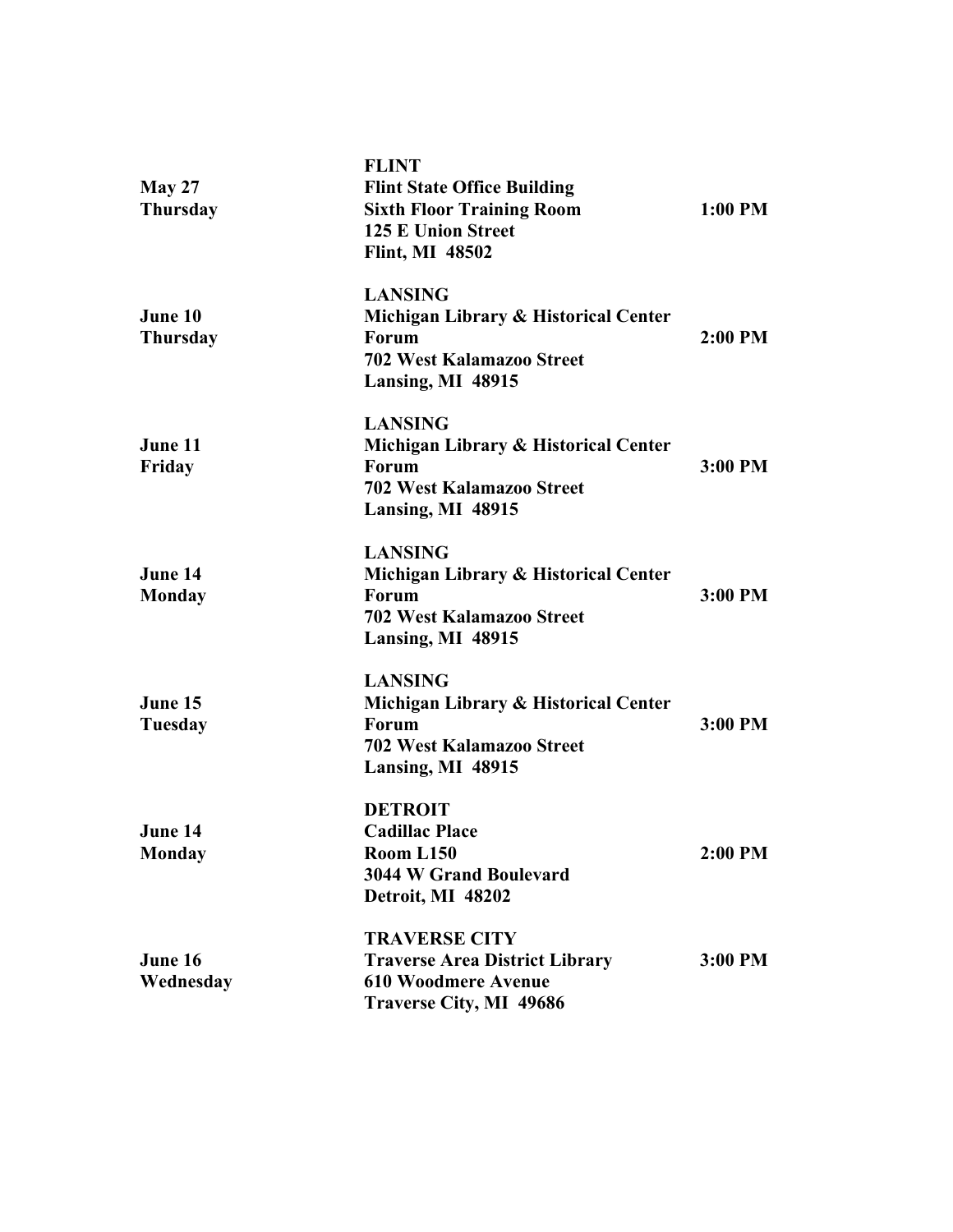| | | |
|---|---|---|
| **May 27**<br>**Thursday** | **FLINT**<br>**Flint State Office Building**<br>**Sixth Floor Training Room**<br>**125 E Union Street**<br>**Flint, MI 48502** | **1:00 PM** |
| **June 10**<br>**Thursday** | **LANSING**<br>**Michigan Library & Historical Center**<br>**Forum**<br>**702 West Kalamazoo Street**<br>**Lansing, MI 48915** | **2:00 PM** |
| **June 11**<br>**Friday** | **LANSING**<br>**Michigan Library & Historical Center**<br>**Forum**<br>**702 West Kalamazoo Street**<br>**Lansing, MI 48915** | **3:00 PM** |
| **June 14**<br>**Monday** | **LANSING**<br>**Michigan Library & Historical Center**<br>**Forum**<br>**702 West Kalamazoo Street**<br>**Lansing, MI 48915** | **3:00 PM** |
| **June 15**<br>**Tuesday** | **LANSING**<br>**Michigan Library & Historical Center**<br>**Forum**<br>**702 West Kalamazoo Street**<br>**Lansing, MI 48915** | **3:00 PM** |
| **June 14**<br>**Monday** | **DETROIT**<br>**Cadillac Place**<br>**Room L150**<br>**3044 W Grand Boulevard**<br>**Detroit, MI 48202** | **2:00 PM** |
| **June 16**<br>**Wednesday** | **TRAVERSE CITY**<br>**Traverse Area District Library**<br>**610 Woodmere Avenue**<br>**Traverse City, MI 49686** | **3:00 PM** |